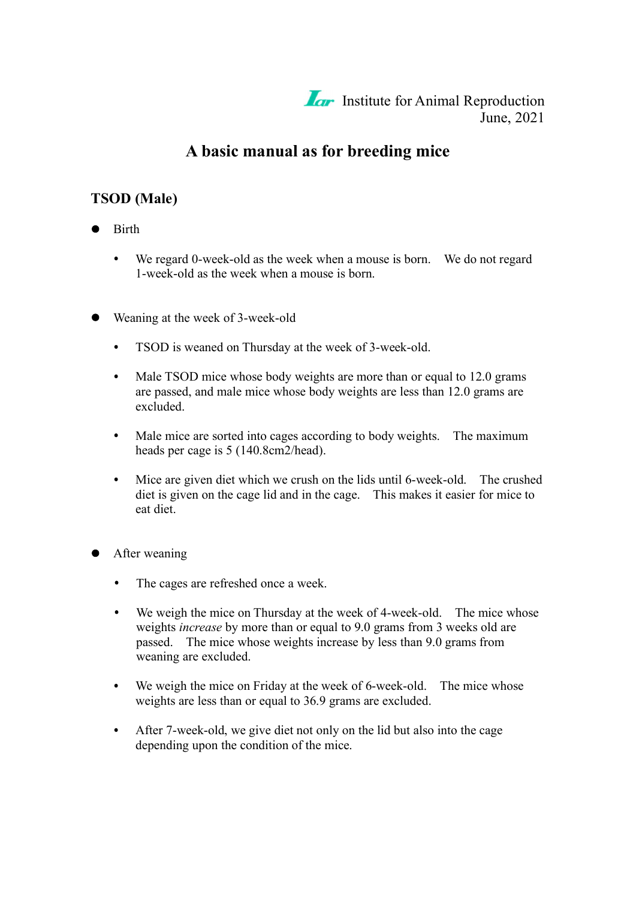Iar Institute for Animal Reproduction
June, 2021

# A basic manual as for breeding mice

## TSOD (Male)

- Birth
  - We regard 0-week-old as the week when a mouse is born. We do not regard 1-week-old as the week when a mouse is born.

- Weaning at the week of 3-week-old
  - TSOD is weaned on Thursday at the week of 3-week-old.
  - Male TSOD mice whose body weights are more than or equal to 12.0 grams are passed, and male mice whose body weights are less than 12.0 grams are excluded.
  - Male mice are sorted into cages according to body weights. The maximum heads per cage is 5 (140.8cm2/head).
  - Mice are given diet which we crush on the lids until 6-week-old. The crushed diet is given on the cage lid and in the cage. This makes it easier for mice to eat diet.

- After weaning
  - The cages are refreshed once a week.
  - We weigh the mice on Thursday at the week of 4-week-old. The mice whose weights *increase* by more than or equal to 9.0 grams from 3 weeks old are passed. The mice whose weights increase by less than 9.0 grams from weaning are excluded.
  - We weigh the mice on Friday at the week of 6-week-old. The mice whose weights are less than or equal to 36.9 grams are excluded.
  - After 7-week-old, we give diet not only on the lid but also into the cage depending upon the condition of the mice.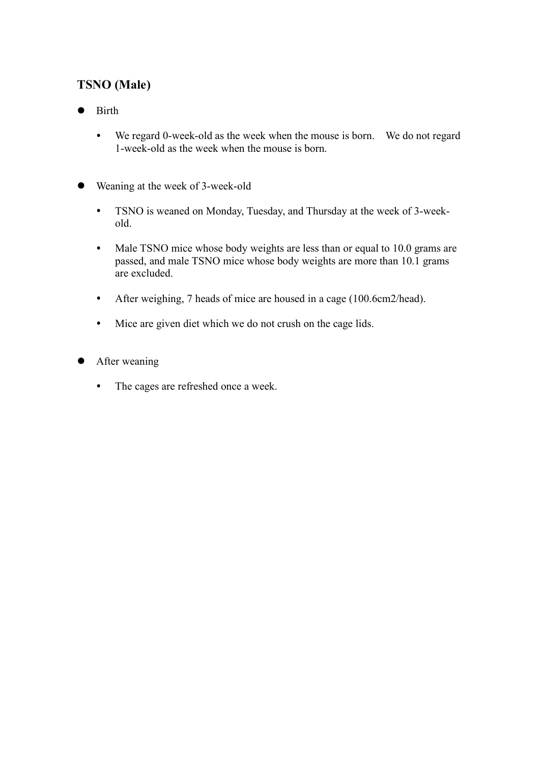### TSNO (Male)

- Birth
  - We regard 0-week-old as the week when the mouse is born. We do not regard 1-week-old as the week when the mouse is born.

- Weaning at the week of 3-week-old
  - TSNO is weaned on Monday, Tuesday, and Thursday at the week of 3-week-old.
  - Male TSNO mice whose body weights are less than or equal to 10.0 grams are passed, and male TSNO mice whose body weights are more than 10.1 grams are excluded.
  - After weighing, 7 heads of mice are housed in a cage (100.6cm2/head).
  - Mice are given diet which we do not crush on the cage lids.

- After weaning
  - The cages are refreshed once a week.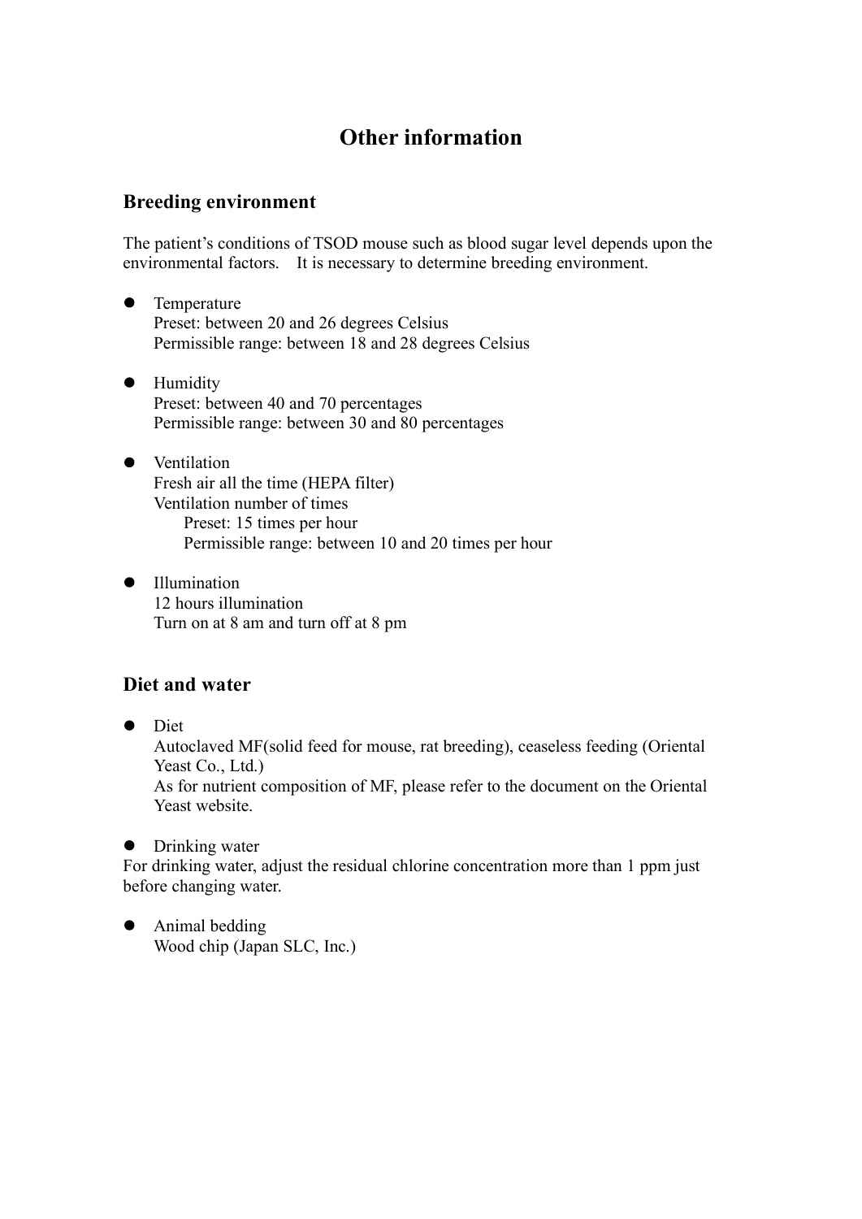# Other information

## Breeding environment

The patient's conditions of TSOD mouse such as blood sugar level depends upon the environmental factors. It is necessary to determine breeding environment.

- Temperature
  Preset: between 20 and 26 degrees Celsius
  Permissible range: between 18 and 28 degrees Celsius

- Humidity
  Preset: between 40 and 70 percentages
  Permissible range: between 30 and 80 percentages

- Ventilation
  Fresh air all the time (HEPA filter)
  Ventilation number of times
    Preset: 15 times per hour
    Permissible range: between 10 and 20 times per hour

- Illumination
  12 hours illumination
  Turn on at 8 am and turn off at 8 pm

## Diet and water

- Diet
  Autoclaved MF(solid feed for mouse, rat breeding), ceaseless feeding (Oriental Yeast Co., Ltd.)
  As for nutrient composition of MF, please refer to the document on the Oriental Yeast website.

- Drinking water

For drinking water, adjust the residual chlorine concentration more than 1 ppm just before changing water.

- Animal bedding
  Wood chip (Japan SLC, Inc.)